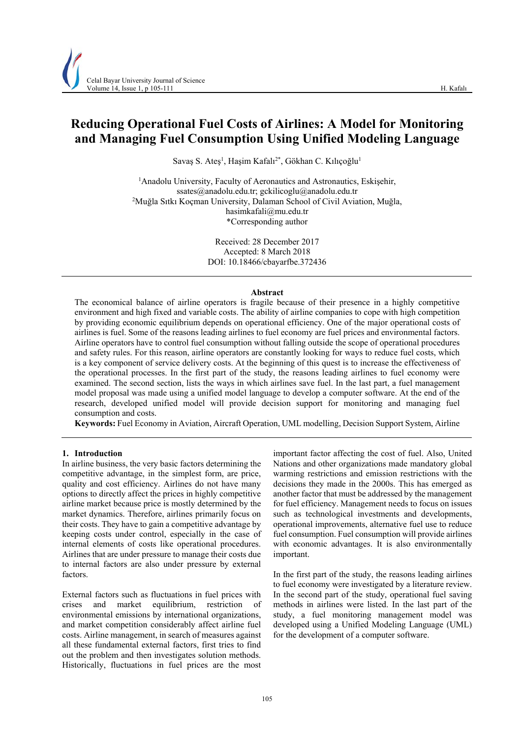# Reducing Operational Fuel Costs of Airlines: A Model for Monitoring and Managing Fuel Consumption Using Unified Modeling Language

Savaş S. Ateş[1], Haşim Kafalı[2*], Gökhan C. Kılıçoğlu[1]

[1]Anadolu University, Faculty of Aeronautics and Astronautics, Eskişehir, ssates@anadolu.edu.tr; gckilicoglu@anadolu.edu.tr
[2]Muğla Sıtkı Koçman University, Dalaman School of Civil Aviation, Muğla, hasimkafali@mu.edu.tr
*Corresponding author

Received: 28 December 2017
Accepted: 8 March 2018
DOI: 10.18466/cbayarfbe.372436

## Abstract

The economical balance of airline operators is fragile because of their presence in a highly competitive environment and high fixed and variable costs. The ability of airline companies to cope with high competition by providing economic equilibrium depends on operational efficiency. One of the major operational costs of airlines is fuel. Some of the reasons leading airlines to fuel economy are fuel prices and environmental factors. Airline operators have to control fuel consumption without falling outside the scope of operational procedures and safety rules. For this reason, airline operators are constantly looking for ways to reduce fuel costs, which is a key component of service delivery costs. At the beginning of this quest is to increase the effectiveness of the operational processes. In the first part of the study, the reasons leading airlines to fuel economy were examined. The second section, lists the ways in which airlines save fuel. In the last part, a fuel management model proposal was made using a unified model language to develop a computer software. At the end of the research, developed unified model will provide decision support for monitoring and managing fuel consumption and costs.

**Keywords:** Fuel Economy in Aviation, Aircraft Operation, UML modelling, Decision Support System, Airline

## 1. Introduction

In airline business, the very basic factors determining the competitive advantage, in the simplest form, are price, quality and cost efficiency. Airlines do not have many options to directly affect the prices in highly competitive airline market because price is mostly determined by the market dynamics. Therefore, airlines primarily focus on their costs. They have to gain a competitive advantage by keeping costs under control, especially in the case of internal elements of costs like operational procedures. Airlines that are under pressure to manage their costs due to internal factors are also under pressure by external factors.

External factors such as fluctuations in fuel prices with crises and market equilibrium, restriction of environmental emissions by international organizations, and market competition considerably affect airline fuel costs. Airline management, in search of measures against all these fundamental external factors, first tries to find out the problem and then investigates solution methods. Historically, fluctuations in fuel prices are the most important factor affecting the cost of fuel. Also, United Nations and other organizations made mandatory global warming restrictions and emission restrictions with the decisions they made in the 2000s. This has emerged as another factor that must be addressed by the management for fuel efficiency. Management needs to focus on issues such as technological investments and developments, operational improvements, alternative fuel use to reduce fuel consumption. Fuel consumption will provide airlines with economic advantages. It is also environmentally important.

In the first part of the study, the reasons leading airlines to fuel economy were investigated by a literature review. In the second part of the study, operational fuel saving methods in airlines were listed. In the last part of the study, a fuel monitoring management model was developed using a Unified Modeling Language (UML) for the development of a computer software.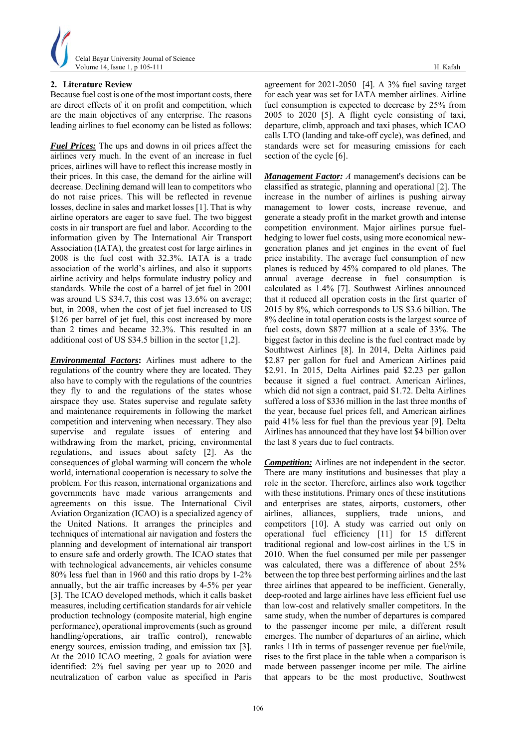## 2. Literature Review

Because fuel cost is one of the most important costs, there are direct effects of it on profit and competition, which are the main objectives of any enterprise. The reasons leading airlines to fuel economy can be listed as follows:

***Fuel Prices:*** The ups and downs in oil prices affect the airlines very much. In the event of an increase in fuel prices, airlines will have to reflect this increase mostly in their prices. In this case, the demand for the airline will decrease. Declining demand will lean to competitors who do not raise prices. This will be reflected in revenue losses, decline in sales and market losses [1]. That is why airline operators are eager to save fuel. The two biggest costs in air transport are fuel and labor. According to the information given by The International Air Transport Association (IATA), the greatest cost for large airlines in 2008 is the fuel cost with 32.3%. IATA is a trade association of the world's airlines, and also it supports airline activity and helps formulate industry policy and standards. While the cost of a barrel of jet fuel in 2001 was around US $34.7, this cost was 13.6% on average; but, in 2008, when the cost of jet fuel increased to US $126 per barrel of jet fuel, this cost increased by more than 2 times and became 32.3%. This resulted in an additional cost of US $34.5 billion in the sector [1,2].

***Environmental Factors*:** Airlines must adhere to the regulations of the country where they are located. They also have to comply with the regulations of the countries they fly to and the regulations of the states whose airspace they use. States supervise and regulate safety and maintenance requirements in following the market competition and intervening when necessary. They also supervise and regulate issues of entering and withdrawing from the market, pricing, environmental regulations, and issues about safety [2]. As the consequences of global warming will concern the whole world, international cooperation is necessary to solve the problem. For this reason, international organizations and governments have made various arrangements and agreements on this issue. The International Civil Aviation Organization (ICAO) is a specialized agency of the United Nations. It arranges the principles and techniques of international air navigation and fosters the planning and development of international air transport to ensure safe and orderly growth. The ICAO states that with technological advancements, air vehicles consume 80% less fuel than in 1960 and this ratio drops by 1-2% annually, but the air traffic increases by 4-5% per year [3]. The ICAO developed methods, which it calls basket measures, including certification standards for air vehicle production technology (composite material, high engine performance), operational improvements (such as ground handling/operations, air traffic control), renewable energy sources, emission trading, and emission tax [3]. At the 2010 ICAO meeting, 2 goals for aviation were identified: 2% fuel saving per year up to 2020 and neutralization of carbon value as specified in Paris agreement for 2021-2050 [4]. A 3% fuel saving target for each year was set for IATA member airlines. Airline fuel consumption is expected to decrease by 25% from 2005 to 2020 [5]. A flight cycle consisting of taxi, departure, climb, approach and taxi phases, which ICAO calls LTO (landing and take-off cycle), was defined, and standards were set for measuring emissions for each section of the cycle [6].

***Management Factor:*** *A* management's decisions can be classified as strategic, planning and operational [2]. The increase in the number of airlines is pushing airway management to lower costs, increase revenue, and generate a steady profit in the market growth and intense competition environment. Major airlines pursue fuel-hedging to lower fuel costs, using more economical new-generation planes and jet engines in the event of fuel price instability. The average fuel consumption of new planes is reduced by 45% compared to old planes. The annual average decrease in fuel consumption is calculated as 1.4% [7]. Southwest Airlines announced that it reduced all operation costs in the first quarter of 2015 by 8%, which corresponds to US $3.6 billion. The 8% decline in total operation costs is the largest source of fuel costs, down $877 million at a scale of 33%. The biggest factor in this decline is the fuel contract made by Southtwest Airlines [8]. In 2014, Delta Airlines paid $2.87 per gallon for fuel and American Airlines paid $2.91. In 2015, Delta Airlines paid $2.23 per gallon because it signed a fuel contract. American Airlines, which did not sign a contract, paid $1.72. Delta Airlines suffered a loss of $336 million in the last three months of the year, because fuel prices fell, and American airlines paid 41% less for fuel than the previous year [9]. Delta Airlines has announced that they have lost $4 billion over the last 8 years due to fuel contracts.

***Competition:*** Airlines are not independent in the sector. There are many institutions and businesses that play a role in the sector. Therefore, airlines also work together with these institutions. Primary ones of these institutions and enterprises are states, airports, customers, other airlines, alliances, suppliers, trade unions, and competitors [10]. A study was carried out only on operational fuel efficiency [11] for 15 different traditional regional and low-cost airlines in the US in 2010. When the fuel consumed per mile per passenger was calculated, there was a difference of about 25% between the top three best performing airlines and the last three airlines that appeared to be inefficient. Generally, deep-rooted and large airlines have less efficient fuel use than low-cost and relatively smaller competitors. In the same study, when the number of departures is compared to the passenger income per mile, a different result emerges. The number of departures of an airline, which ranks 11th in terms of passenger revenue per fuel/mile, rises to the first place in the table when a comparison is made between passenger income per mile. The airline that appears to be the most productive, Southwest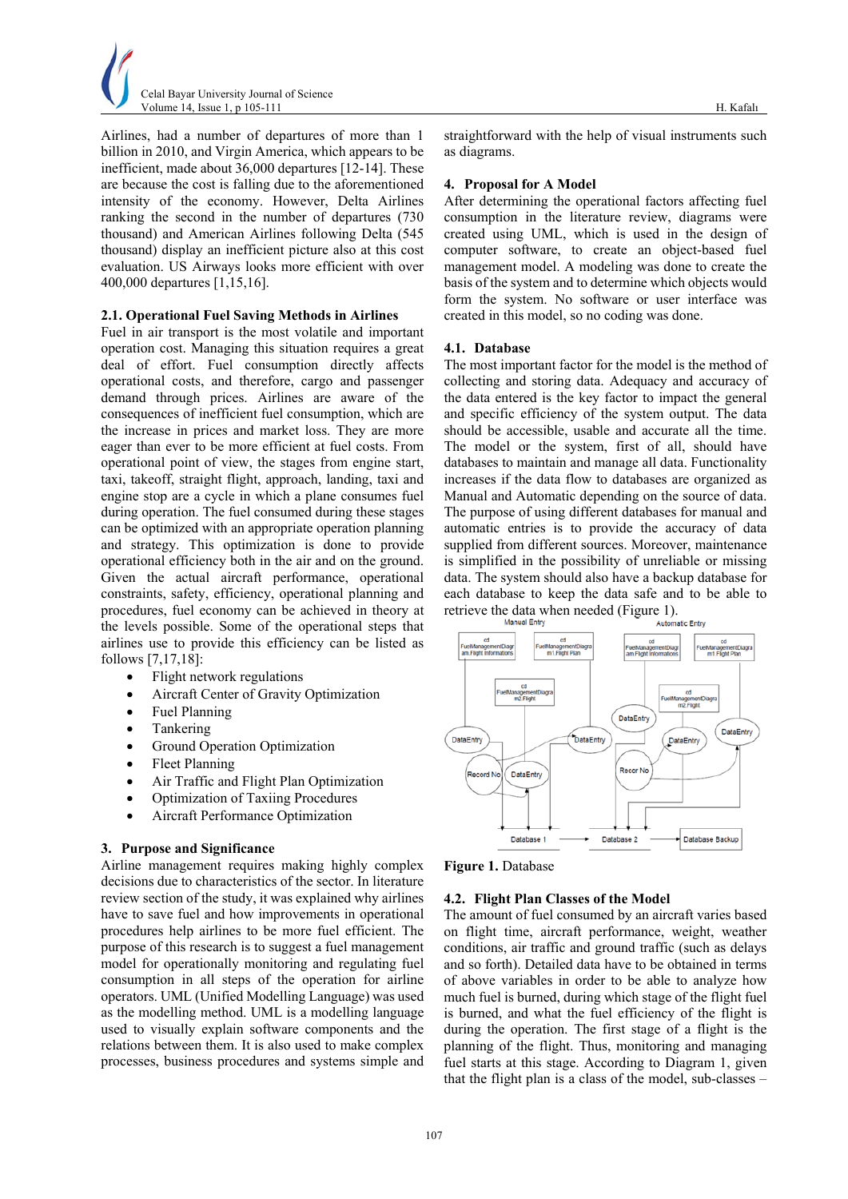Airlines, had a number of departures of more than 1 billion in 2010, and Virgin America, which appears to be inefficient, made about 36,000 departures [12-14]. These are because the cost is falling due to the aforementioned intensity of the economy. However, Delta Airlines ranking the second in the number of departures (730 thousand) and American Airlines following Delta (545 thousand) display an inefficient picture also at this cost evaluation. US Airways looks more efficient with over 400,000 departures [1,15,16].

### 2.1. Operational Fuel Saving Methods in Airlines

Fuel in air transport is the most volatile and important operation cost. Managing this situation requires a great deal of effort. Fuel consumption directly affects operational costs, and therefore, cargo and passenger demand through prices. Airlines are aware of the consequences of inefficient fuel consumption, which are the increase in prices and market loss. They are more eager than ever to be more efficient at fuel costs. From operational point of view, the stages from engine start, taxi, takeoff, straight flight, approach, landing, taxi and engine stop are a cycle in which a plane consumes fuel during operation. The fuel consumed during these stages can be optimized with an appropriate operation planning and strategy. This optimization is done to provide operational efficiency both in the air and on the ground. Given the actual aircraft performance, operational constraints, safety, efficiency, operational planning and procedures, fuel economy can be achieved in theory at the levels possible. Some of the operational steps that airlines use to provide this efficiency can be listed as follows [7,17,18]:

- Flight network regulations
- Aircraft Center of Gravity Optimization
- Fuel Planning
- Tankering
- Ground Operation Optimization
- Fleet Planning
- Air Traffic and Flight Plan Optimization
- Optimization of Taxiing Procedures
- Aircraft Performance Optimization

## 3. Purpose and Significance

Airline management requires making highly complex decisions due to characteristics of the sector. In literature review section of the study, it was explained why airlines have to save fuel and how improvements in operational procedures help airlines to be more fuel efficient. The purpose of this research is to suggest a fuel management model for operationally monitoring and regulating fuel consumption in all steps of the operation for airline operators. UML (Unified Modelling Language) was used as the modelling method. UML is a modelling language used to visually explain software components and the relations between them. It is also used to make complex processes, business procedures and systems simple and straightforward with the help of visual instruments such as diagrams.

## 4. Proposal for A Model

After determining the operational factors affecting fuel consumption in the literature review, diagrams were created using UML, which is used in the design of computer software, to create an object-based fuel management model. A modeling was done to create the basis of the system and to determine which objects would form the system. No software or user interface was created in this model, so no coding was done.

### 4.1. Database

The most important factor for the model is the method of collecting and storing data. Adequacy and accuracy of the data entered is the key factor to impact the general and specific efficiency of the system output. The data should be accessible, usable and accurate all the time. The model or the system, first of all, should have databases to maintain and manage all data. Functionality increases if the data flow to databases are organized as Manual and Automatic depending on the source of data. The purpose of using different databases for manual and automatic entries is to provide the accuracy of data supplied from different sources. Moreover, maintenance is simplified in the possibility of unreliable or missing data. The system should also have a backup database for each database to keep the data safe and to be able to retrieve the data when needed (Figure 1).

Figure 1. Database

### 4.2. Flight Plan Classes of the Model

The amount of fuel consumed by an aircraft varies based on flight time, aircraft performance, weight, weather conditions, air traffic and ground traffic (such as delays and so forth). Detailed data have to be obtained in terms of above variables in order to be able to analyze how much fuel is burned, during which stage of the flight fuel is burned, and what the fuel efficiency of the flight is during the operation. The first stage of a flight is the planning of the flight. Thus, monitoring and managing fuel starts at this stage. According to Diagram 1, given that the flight plan is a class of the model, sub-classes –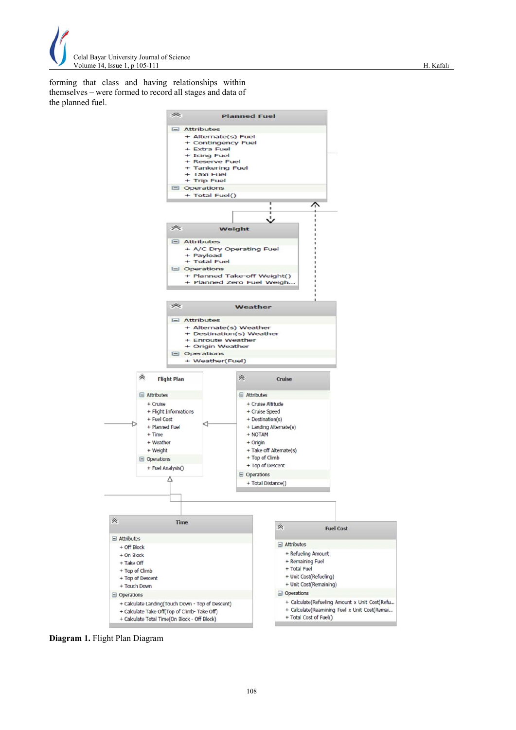forming that class and having relationships within themselves – were formed to record all stages and data of the planned fuel.

**Planned Fuel**

Attributes
- + Alternate(s) Fuel
- + Contingency Fuel
- + Extra Fuel
- + Icing Fuel
- + Reserve Fuel
- + Tankering Fuel
- + Taxi Fuel
- + Trip Fuel

Operations
- + Total Fuel()

**Weight**

Attributes
- + A/C Dry Operating Fuel
- + Payload
- + Total Fuel

Operations
- + Planned Take-off Weight()
- + Planned Zero Fuel Weigh...

**Weather**

Attributes
- + Alternate(s) Weather
- + Destination(s) Weather
- + Enroute Weather
- + Origin Weather

Operations
- + Weather(Fuel)

**Flight Plan**

Attributes
- + Cruise
- + Flight Informations
- + Fuel Cost
- + Planned Fuel
- + Time
- + Weather
- + Weight

Operations
- + Fuel Analysis()

**Cruise**

Attributes
- + Cruise Altitude
- + Cruise Speed
- + Destination(s)
- + Landing Alternate(s)
- + NOTAM
- + Origin
- + Take off Alternate(s)
- + Top of Climb
- + Top of Descent

Operations
- + Total Distance()

**Time**

Attributes
- + Off Block
- + On Block
- + Take Off
- + Top of Climb
- + Top of Descent
- + Touch Down

Operations
- + Calculate Landing(Touch Down - Top of Descent)
- + Calculate Take Off(Top of Climb- Take Off)
- + Calculate Total Time(On Block - Off Block)

**Fuel Cost**

Attributes
- + Refueling Amount
- + Remaining Fuel
- + Total Fuel
- + Unit Cost(Refueling)
- + Unit Cost(Remaining)

Operations
- + Calculate(Refueling Amount x Unit Cost(Refu...
- + Calculate(Reamining Fuel x Unit Cost(Remai...
- + Total Cost of Fuel()

**Diagram 1.** Flight Plan Diagram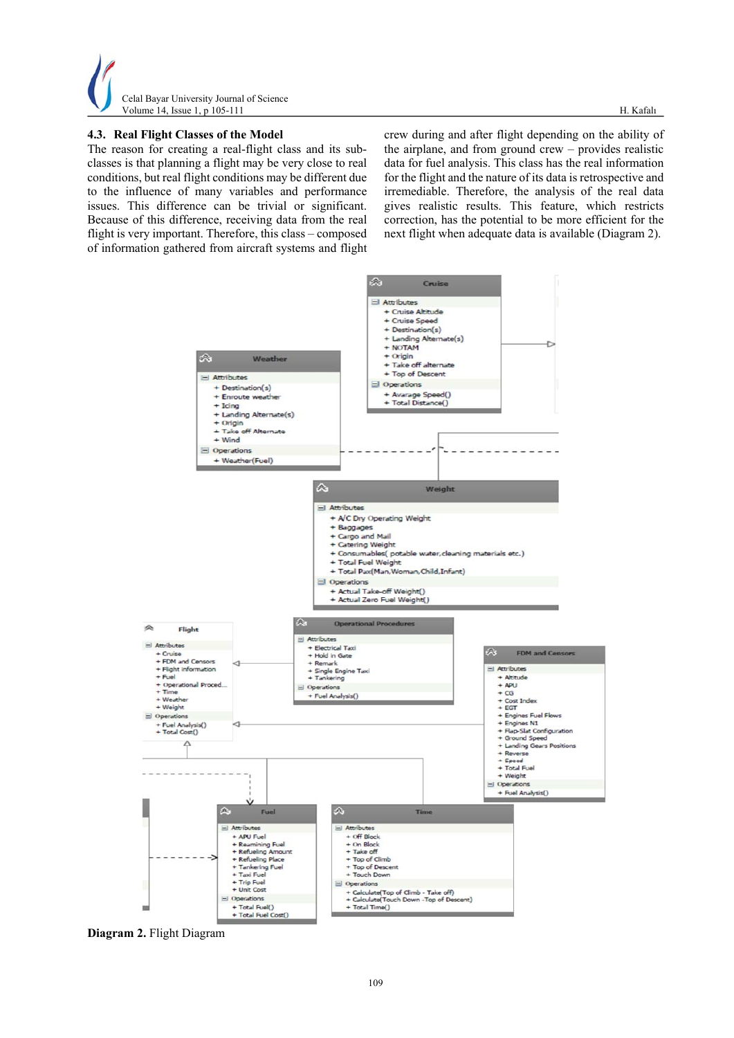### 4.3. Real Flight Classes of the Model

The reason for creating a real-flight class and its sub-classes is that planning a flight may be very close to real conditions, but real flight conditions may be different due to the influence of many variables and performance issues. This difference can be trivial or significant. Because of this difference, receiving data from the real flight is very important. Therefore, this class – composed of information gathered from aircraft systems and flight crew during and after flight depending on the ability of the airplane, and from ground crew – provides realistic data for fuel analysis. This class has the real information for the flight and the nature of its data is retrospective and irremediable. Therefore, the analysis of the real data gives realistic results. This feature, which restricts correction, has the potential to be more efficient for the next flight when adequate data is available (Diagram 2).

**Diagram 2.** Flight Diagram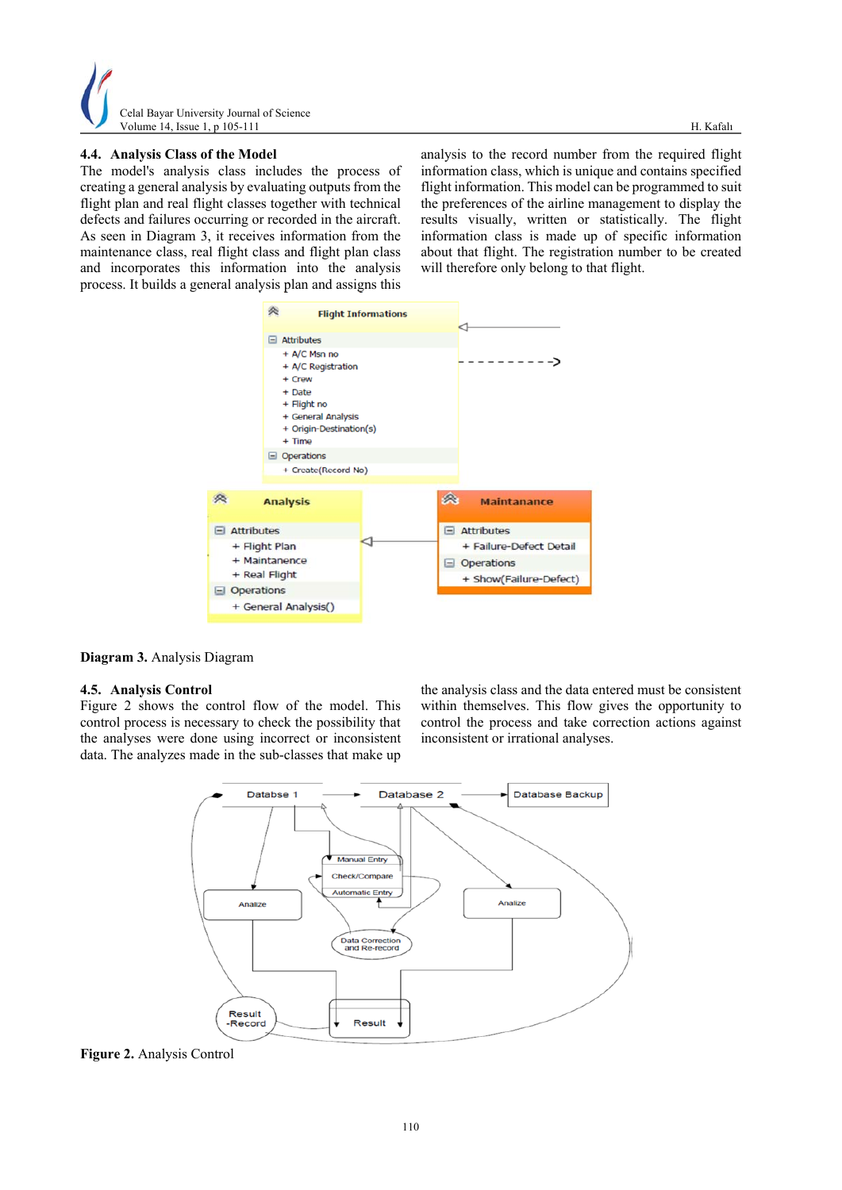### 4.4. Analysis Class of the Model

The model's analysis class includes the process of creating a general analysis by evaluating outputs from the flight plan and real flight classes together with technical defects and failures occurring or recorded in the aircraft. As seen in Diagram 3, it receives information from the maintenance class, real flight class and flight plan class and incorporates this information into the analysis process. It builds a general analysis plan and assigns this analysis to the record number from the required flight information class, which is unique and contains specified flight information. This model can be programmed to suit the preferences of the airline management to display the results visually, written or statistically. The flight information class is made up of specific information about that flight. The registration number to be created will therefore only belong to that flight.

**Diagram 3.** Analysis Diagram

### 4.5. Analysis Control

Figure 2 shows the control flow of the model. This control process is necessary to check the possibility that the analyses were done using incorrect or inconsistent data. The analyzes made in the sub-classes that make up the analysis class and the data entered must be consistent within themselves. This flow gives the opportunity to control the process and take correction actions against inconsistent or irrational analyses.

**Figure 2.** Analysis Control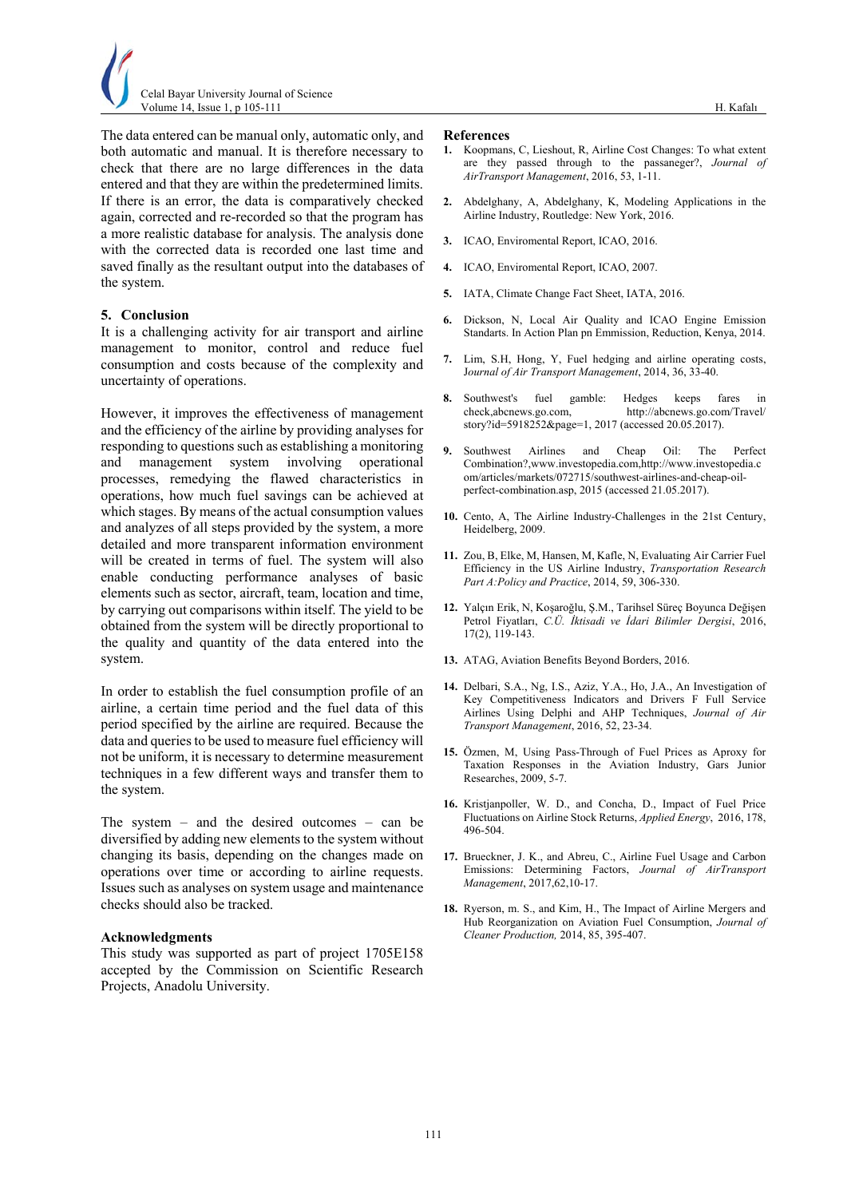The data entered can be manual only, automatic only, and both automatic and manual. It is therefore necessary to check that there are no large differences in the data entered and that they are within the predetermined limits. If there is an error, the data is comparatively checked again, corrected and re-recorded so that the program has a more realistic database for analysis. The analysis done with the corrected data is recorded one last time and saved finally as the resultant output into the databases of the system.

## 5. Conclusion

It is a challenging activity for air transport and airline management to monitor, control and reduce fuel consumption and costs because of the complexity and uncertainty of operations.

However, it improves the effectiveness of management and the efficiency of the airline by providing analyses for responding to questions such as establishing a monitoring and management system involving operational processes, remedying the flawed characteristics in operations, how much fuel savings can be achieved at which stages. By means of the actual consumption values and analyzes of all steps provided by the system, a more detailed and more transparent information environment will be created in terms of fuel. The system will also enable conducting performance analyses of basic elements such as sector, aircraft, team, location and time, by carrying out comparisons within itself. The yield to be obtained from the system will be directly proportional to the quality and quantity of the data entered into the system.

In order to establish the fuel consumption profile of an airline, a certain time period and the fuel data of this period specified by the airline are required. Because the data and queries to be used to measure fuel efficiency will not be uniform, it is necessary to determine measurement techniques in a few different ways and transfer them to the system.

The system – and the desired outcomes – can be diversified by adding new elements to the system without changing its basis, depending on the changes made on operations over time or according to airline requests. Issues such as analyses on system usage and maintenance checks should also be tracked.

## Acknowledgments

This study was supported as part of project 1705E158 accepted by the Commission on Scientific Research Projects, Anadolu University.

## References

1. Koopmans, C, Lieshout, R, Airline Cost Changes: To what extent are they passed through to the passaneger?, *Journal of AirTransport Management*, 2016, 53, 1-11.
2. Abdelghany, A, Abdelghany, K, Modeling Applications in the Airline Industry, Routledge: New York, 2016.
3. ICAO, Enviromental Report, ICAO, 2016.
4. ICAO, Enviromental Report, ICAO, 2007.
5. IATA, Climate Change Fact Sheet, IATA, 2016.
6. Dickson, N, Local Air Quality and ICAO Engine Emission Standarts. In Action Plan pn Emmission, Reduction, Kenya, 2014.
7. Lim, S.H, Hong, Y, Fuel hedging and airline operating costs, *Journal of Air Transport Management*, 2014, 36, 33-40.
8. Southwest's fuel gamble: Hedges keeps fares in check,abcnews.go.com, http://abcnews.go.com/Travel/story?id=5918252&page=1, 2017 (accessed 20.05.2017).
9. Southwest Airlines and Cheap Oil: The Perfect Combination?,www.investopedia.com,http://www.investopedia.com/articles/markets/072715/southwest-airlines-and-cheap-oil-perfect-combination.asp, 2015 (accessed 21.05.2017).
10. Cento, A, The Airline Industry-Challenges in the 21st Century, Heidelberg, 2009.
11. Zou, B, Elke, M, Hansen, M, Kafle, N, Evaluating Air Carrier Fuel Efficiency in the US Airline Industry, *Transportation Research Part A:Policy and Practice*, 2014, 59, 306-330.
12. Yalçın Erik, N, Koşaroğlu, Ş.M., Tarihsel Süreç Boyunca Değişen Petrol Fiyatları, *C.Ü. İktisadi ve İdari Bilimler Dergisi*, 2016, 17(2), 119-143.
13. ATAG, Aviation Benefits Beyond Borders, 2016.
14. Delbari, S.A., Ng, I.S., Aziz, Y.A., Ho, J.A., An Investigation of Key Competitiveness Indicators and Drivers F Full Service Airlines Using Delphi and AHP Techniques, *Journal of Air Transport Management*, 2016, 52, 23-34.
15. Özmen, M, Using Pass-Through of Fuel Prices as Aproxy for Taxation Responses in the Aviation Industry, Gars Junior Researches, 2009, 5-7.
16. Kristjanpoller, W. D., and Concha, D., Impact of Fuel Price Fluctuations on Airline Stock Returns, *Applied Energy*, 2016, 178, 496-504.
17. Brueckner, J. K., and Abreu, C., Airline Fuel Usage and Carbon Emissions: Determining Factors, *Journal of AirTransport Management*, 2017,62,10-17.
18. Ryerson, m. S., and Kim, H., The Impact of Airline Mergers and Hub Reorganization on Aviation Fuel Consumption, *Journal of Cleaner Production,* 2014, 85, 395-407.